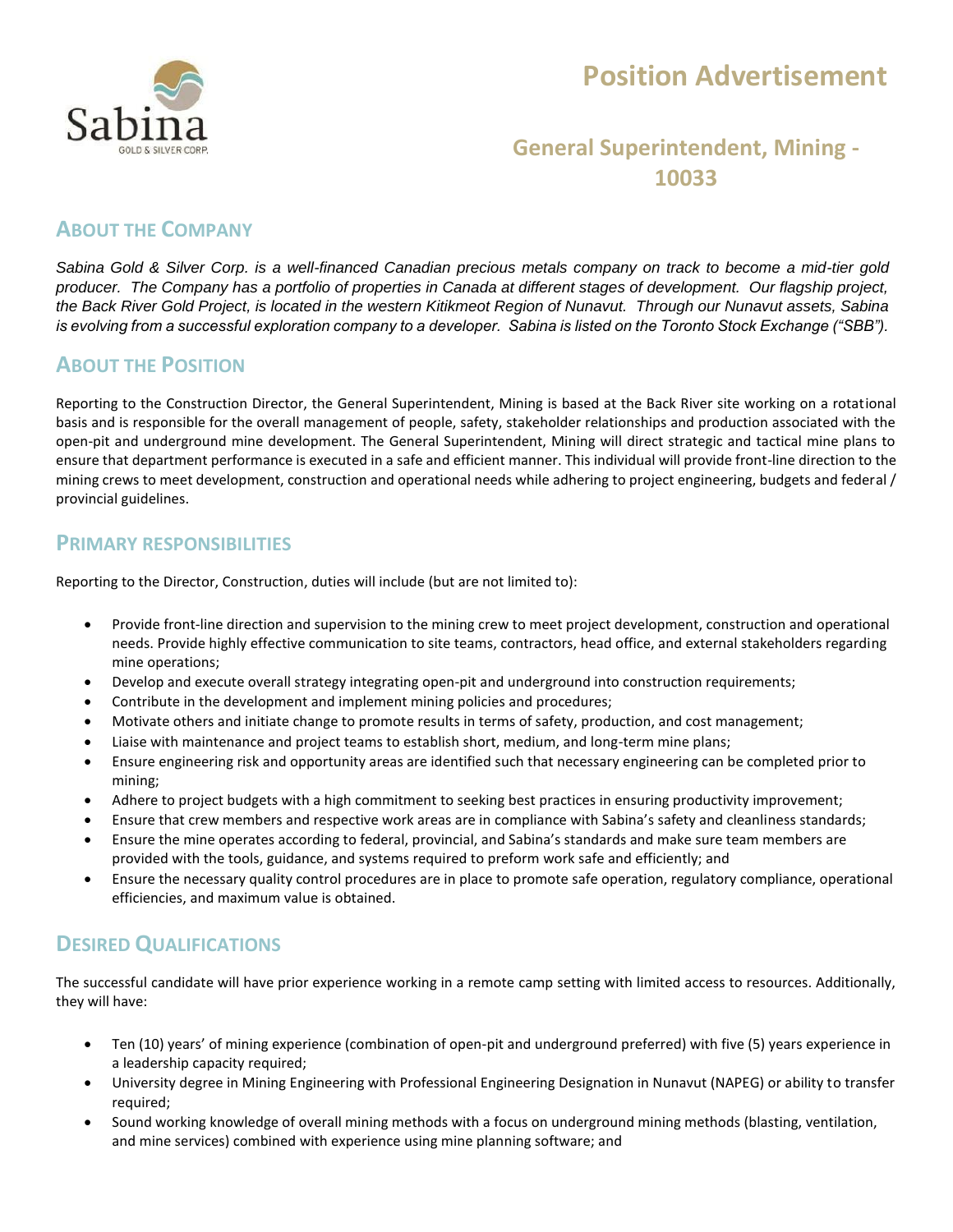# Position Advertisement

## General Superintendent, Mining - 10033

## About the Company

*Sabina Gold & Silver Corp. is a well-financed Canadian precious metals company on track to become a mid-tier gold producer. The Company has a portfolio of properties in Canada at different stages of development. Our flagship project, the Back River Gold Project, is located in the western Kitikmeot Region of Nunavut. Through our Nunavut assets, Sabina is evolving from a successful exploration company to a developer. Sabina is listed on the Toronto Stock Exchange ("SBB").*

## About the Position

Reporting to the Construction Director, the General Superintendent, Mining is based at the Back River site working on a rotational basis and is responsible for the overall management of people, safety, stakeholder relationships and production associated with the open-pit and underground mine development. The General Superintendent, Mining will direct strategic and tactical mine plans to ensure that department performance is executed in a safe and efficient manner. This individual will provide front-line direction to the mining crews to meet development, construction and operational needs while adhering to project engineering, budgets and federal / provincial guidelines.

## Primary Responsibilities

Reporting to the Director, Construction, duties will include (but are not limited to):

- Provide front-line direction and supervision to the mining crew to meet project development, construction and operational needs. Provide highly effective communication to site teams, contractors, head office, and external stakeholders regarding mine operations;
- Develop and execute overall strategy integrating open-pit and underground into construction requirements;
- Contribute in the development and implement mining policies and procedures;
- Motivate others and initiate change to promote results in terms of safety, production, and cost management;
- Liaise with maintenance and project teams to establish short, medium, and long-term mine plans;
- Ensure engineering risk and opportunity areas are identified such that necessary engineering can be completed prior to mining;
- Adhere to project budgets with a high commitment to seeking best practices in ensuring productivity improvement;
- Ensure that crew members and respective work areas are in compliance with Sabina's safety and cleanliness standards;
- Ensure the mine operates according to federal, provincial, and Sabina's standards and make sure team members are provided with the tools, guidance, and systems required to preform work safe and efficiently; and
- Ensure the necessary quality control procedures are in place to promote safe operation, regulatory compliance, operational efficiencies, and maximum value is obtained.

## Desired Qualifications

The successful candidate will have prior experience working in a remote camp setting with limited access to resources. Additionally, they will have:

- Ten (10) years' of mining experience (combination of open-pit and underground preferred) with five (5) years experience in a leadership capacity required;
- University degree in Mining Engineering with Professional Engineering Designation in Nunavut (NAPEG) or ability to transfer required;
- Sound working knowledge of overall mining methods with a focus on underground mining methods (blasting, ventilation, and mine services) combined with experience using mine planning software; and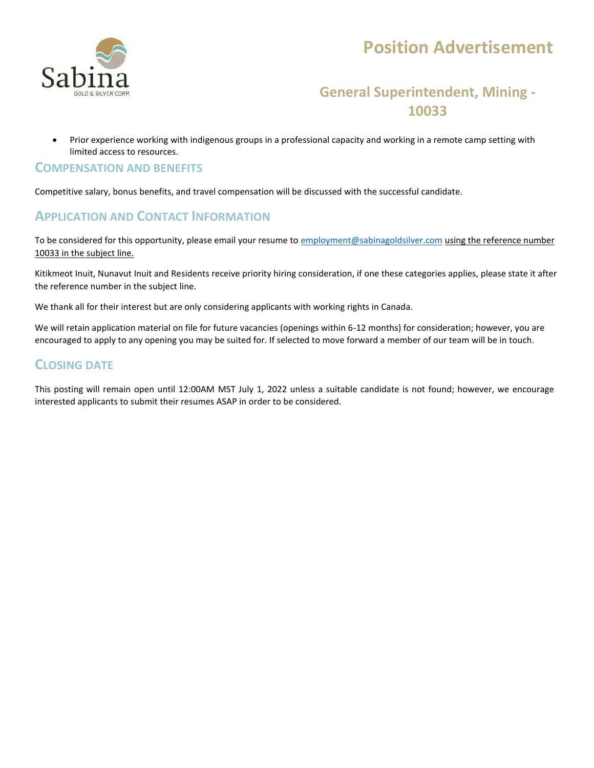- Prior experience working with indigenous groups in a professional capacity and working in a remote camp setting with limited access to resources.

## Compensation and Benefits

Competitive salary, bonus benefits, and travel compensation will be discussed with the successful candidate.

## Application and Contact Information

To be considered for this opportunity, please email your resume to employment@sabinagoldsilver.com using the reference number 10033 in the subject line.

Kitikmeot Inuit, Nunavut Inuit and Residents receive priority hiring consideration, if one these categories applies, please state it after the reference number in the subject line.

We thank all for their interest but are only considering applicants with working rights in Canada.

We will retain application material on file for future vacancies (openings within 6-12 months) for consideration; however, you are encouraged to apply to any opening you may be suited for. If selected to move forward a member of our team will be in touch.

## Closing Date

This posting will remain open until 12:00AM MST July 1, 2022 unless a suitable candidate is not found; however, we encourage interested applicants to submit their resumes ASAP in order to be considered.